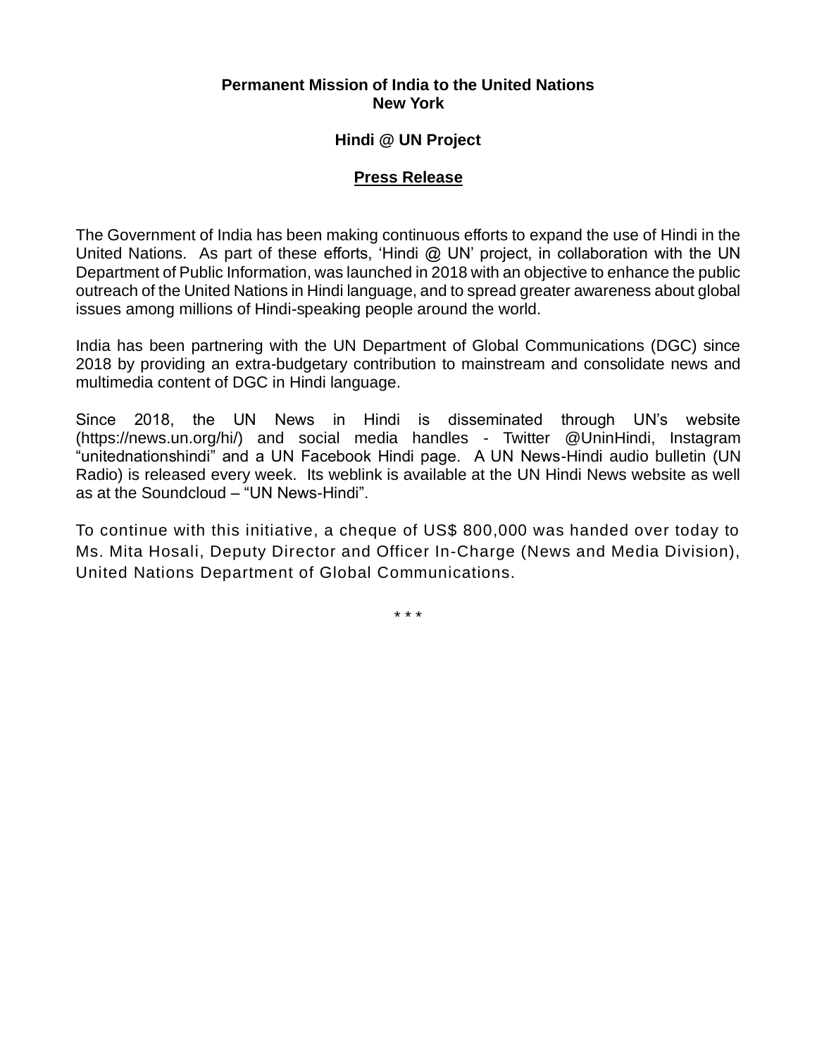**Permanent Mission of India to the United Nations**
**New York**

**Hindi @ UN Project**

**<u>Press Release</u>**

The Government of India has been making continuous efforts to expand the use of Hindi in the United Nations. As part of these efforts, 'Hindi @ UN' project, in collaboration with the UN Department of Public Information, was launched in 2018 with an objective to enhance the public outreach of the United Nations in Hindi language, and to spread greater awareness about global issues among millions of Hindi-speaking people around the world.

India has been partnering with the UN Department of Global Communications (DGC) since 2018 by providing an extra-budgetary contribution to mainstream and consolidate news and multimedia content of DGC in Hindi language.

Since 2018, the UN News in Hindi is disseminated through UN's website (https://news.un.org/hi/) and social media handles - Twitter @UninHindi, Instagram "unitednationshindi" and a UN Facebook Hindi page. A UN News-Hindi audio bulletin (UN Radio) is released every week. Its weblink is available at the UN Hindi News website as well as at the Soundcloud – "UN News-Hindi".

To continue with this initiative, a cheque of US$ 800,000 was handed over today to Ms. Mita Hosali, Deputy Director and Officer In-Charge (News and Media Division), United Nations Department of Global Communications.

\* \* \*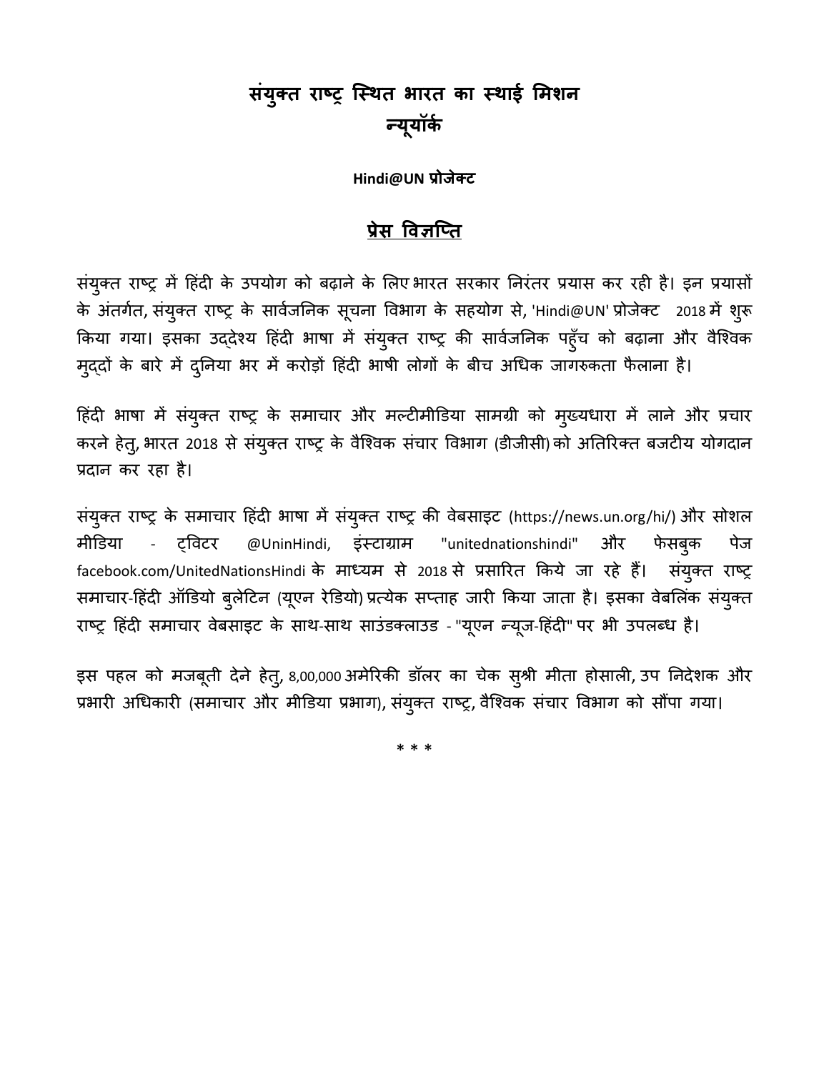# संयुक्त राष्ट्र स्थित भारत का स्थाई मिशन
# न्यूयॉर्क

**Hindi@UN प्रोजेक्ट**

## प्रेस विज्ञप्ति

संयुक्त राष्ट्र में हिंदी के उपयोग को बढ़ाने के लिए भारत सरकार निरंतर प्रयास कर रही है। इन प्रयासों के अंतर्गत, संयुक्त राष्ट्र के सार्वजनिक सूचना विभाग के सहयोग से, 'Hindi@UN' प्रोजेक्ट 2018 में शुरू किया गया। इसका उद्देश्य हिंदी भाषा में संयुक्त राष्ट्र की सार्वजनिक पहुँच को बढ़ाना और वैश्विक मुद्दों के बारे में दुनिया भर में करोड़ों हिंदी भाषी लोगों के बीच अधिक जागरुकता फैलाना है।

हिंदी भाषा में संयुक्त राष्ट्र के समाचार और मल्टीमीडिया सामग्री को मुख्यधारा में लाने और प्रचार करने हेतु, भारत 2018 से संयुक्त राष्ट्र के वैश्विक संचार विभाग (डीजीसी) को अतिरिक्त बजटीय योगदान प्रदान कर रहा है।

संयुक्त राष्ट्र के समाचार हिंदी भाषा में संयुक्त राष्ट्र की वेबसाइट (https://news.un.org/hi/) और सोशल मीडिया - ट्विटर @UninHindi, इंस्टाग्राम "unitednationshindi" और फेसबुक पेज facebook.com/UnitedNationsHindi के माध्यम से 2018 से प्रसारित किये जा रहे हैं। संयुक्त राष्ट्र समाचार-हिंदी ऑडियो बुलेटिन (यूएन रेडियो) प्रत्येक सप्ताह जारी किया जाता है। इसका वेबलिंक संयुक्त राष्ट्र हिंदी समाचार वेबसाइट के साथ-साथ साउंडक्लाउड - "यूएन न्यूज़-हिंदी" पर भी उपलब्ध है।

इस पहल को मजबूती देने हेतु, 8,00,000 अमेरिकी डॉलर का चेक सुश्री मीता होसाली, उप निदेशक और प्रभारी अधिकारी (समाचार और मीडिया प्रभाग), संयुक्त राष्ट्र, वैश्विक संचार विभाग को सौंपा गया।

* * *